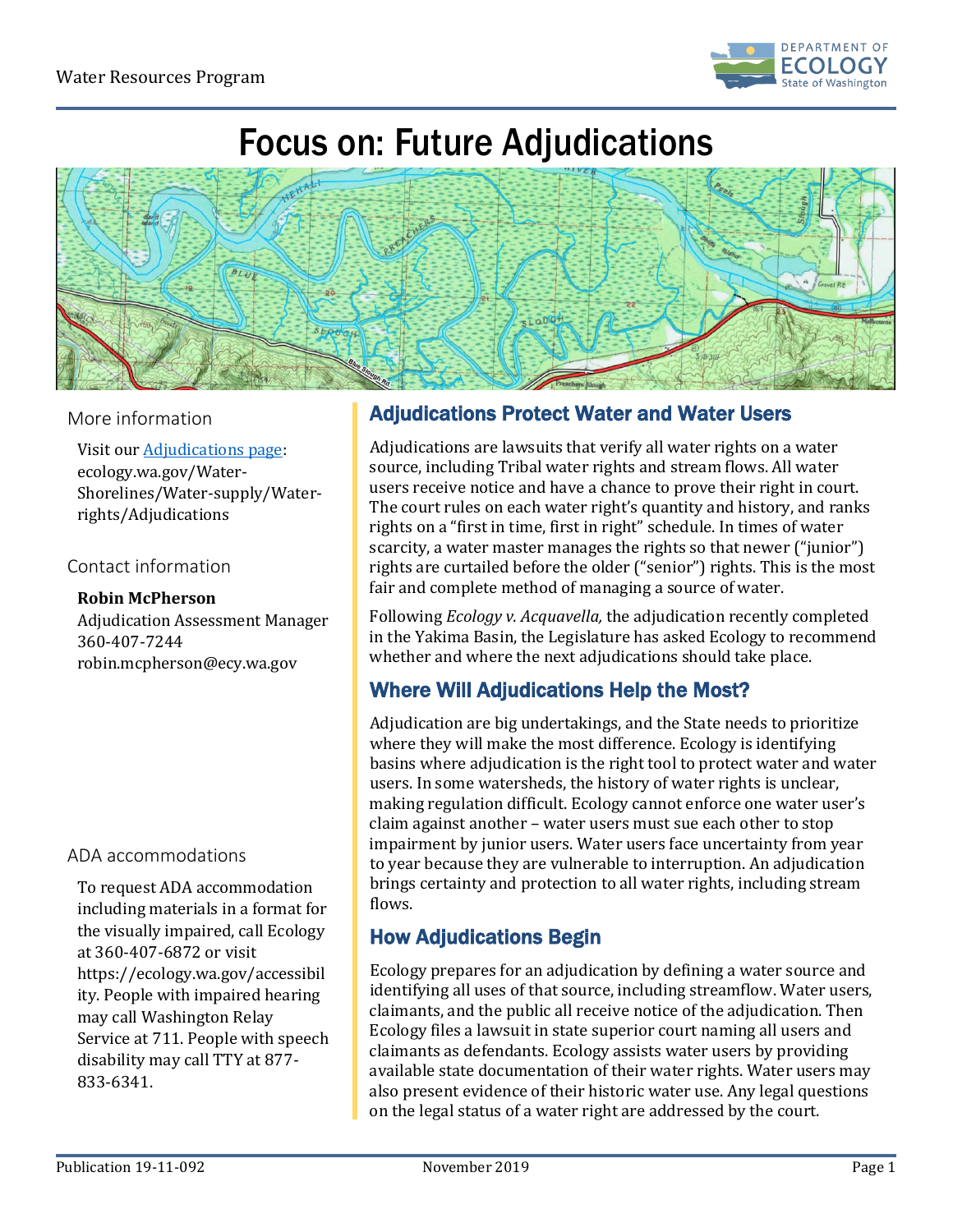Water Resources Program

# Focus on: Future Adjudications

## More information

Visit our [Adjudications page](ecology.wa.gov/Water-Shorelines/Water-supply/Water-rights/Adjudications): ecology.wa.gov/Water-Shorelines/Water-supply/Water-rights/Adjudications

## Contact information

**Robin McPherson**
Adjudication Assessment Manager
360-407-7244
robin.mcpherson@ecy.wa.gov

## ADA accommodations

To request ADA accommodation including materials in a format for the visually impaired, call Ecology at 360-407-6872 or visit https://ecology.wa.gov/accessibility. People with impaired hearing may call Washington Relay Service at 711. People with speech disability may call TTY at 877-833-6341.

## Adjudications Protect Water and Water Users

Adjudications are lawsuits that verify all water rights on a water source, including Tribal water rights and stream flows. All water users receive notice and have a chance to prove their right in court. The court rules on each water right's quantity and history, and ranks rights on a "first in time, first in right" schedule. In times of water scarcity, a water master manages the rights so that newer ("junior") rights are curtailed before the older ("senior") rights. This is the most fair and complete method of managing a source of water.

Following *Ecology v. Acquavella,* the adjudication recently completed in the Yakima Basin, the Legislature has asked Ecology to recommend whether and where the next adjudications should take place.

## Where Will Adjudications Help the Most?

Adjudication are big undertakings, and the State needs to prioritize where they will make the most difference. Ecology is identifying basins where adjudication is the right tool to protect water and water users. In some watersheds, the history of water rights is unclear, making regulation difficult. Ecology cannot enforce one water user's claim against another – water users must sue each other to stop impairment by junior users. Water users face uncertainty from year to year because they are vulnerable to interruption. An adjudication brings certainty and protection to all water rights, including stream flows.

## How Adjudications Begin

Ecology prepares for an adjudication by defining a water source and identifying all uses of that source, including streamflow. Water users, claimants, and the public all receive notice of the adjudication. Then Ecology files a lawsuit in state superior court naming all users and claimants as defendants. Ecology assists water users by providing available state documentation of their water rights. Water users may also present evidence of their historic water use. Any legal questions on the legal status of a water right are addressed by the court.

Publication 19-11-092 November 2019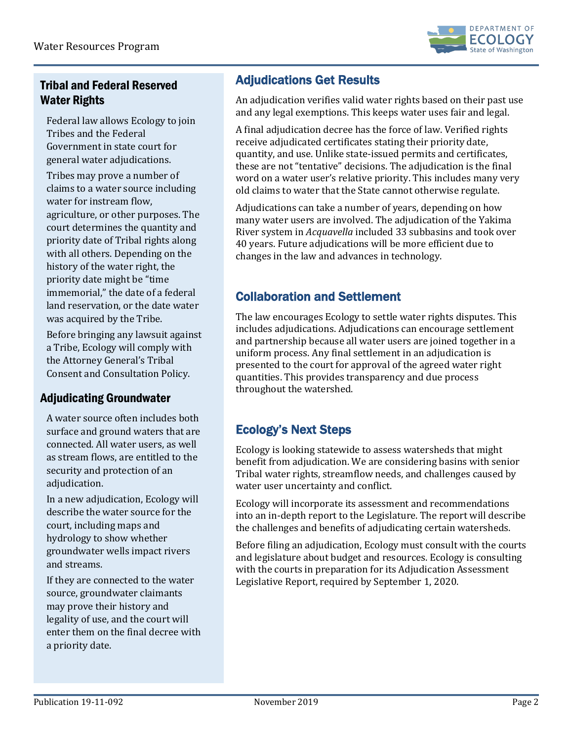## Tribal and Federal Reserved Water Rights

Federal law allows Ecology to join Tribes and the Federal Government in state court for general water adjudications.

Tribes may prove a number of claims to a water source including water for instream flow, agriculture, or other purposes. The court determines the quantity and priority date of Tribal rights along with all others. Depending on the history of the water right, the priority date might be "time immemorial," the date of a federal land reservation, or the date water was acquired by the Tribe.

Before bringing any lawsuit against a Tribe, Ecology will comply with the Attorney General's Tribal Consent and Consultation Policy.

## Adjudicating Groundwater

A water source often includes both surface and ground waters that are connected. All water users, as well as stream flows, are entitled to the security and protection of an adjudication.

In a new adjudication, Ecology will describe the water source for the court, including maps and hydrology to show whether groundwater wells impact rivers and streams.

If they are connected to the water source, groundwater claimants may prove their history and legality of use, and the court will enter them on the final decree with a priority date.

## Adjudications Get Results

An adjudication verifies valid water rights based on their past use and any legal exemptions. This keeps water uses fair and legal.

A final adjudication decree has the force of law. Verified rights receive adjudicated certificates stating their priority date, quantity, and use. Unlike state-issued permits and certificates, these are not "tentative" decisions. The adjudication is the final word on a water user's relative priority. This includes many very old claims to water that the State cannot otherwise regulate.

Adjudications can take a number of years, depending on how many water users are involved. The adjudication of the Yakima River system in *Acquavella* included 33 subbasins and took over 40 years. Future adjudications will be more efficient due to changes in the law and advances in technology.

## Collaboration and Settlement

The law encourages Ecology to settle water rights disputes. This includes adjudications. Adjudications can encourage settlement and partnership because all water users are joined together in a uniform process. Any final settlement in an adjudication is presented to the court for approval of the agreed water right quantities. This provides transparency and due process throughout the watershed.

## Ecology's Next Steps

Ecology is looking statewide to assess watersheds that might benefit from adjudication. We are considering basins with senior Tribal water rights, streamflow needs, and challenges caused by water user uncertainty and conflict.

Ecology will incorporate its assessment and recommendations into an in-depth report to the Legislature. The report will describe the challenges and benefits of adjudicating certain watersheds.

Before filing an adjudication, Ecology must consult with the courts and legislature about budget and resources. Ecology is consulting with the courts in preparation for its Adjudication Assessment Legislative Report, required by September 1, 2020.